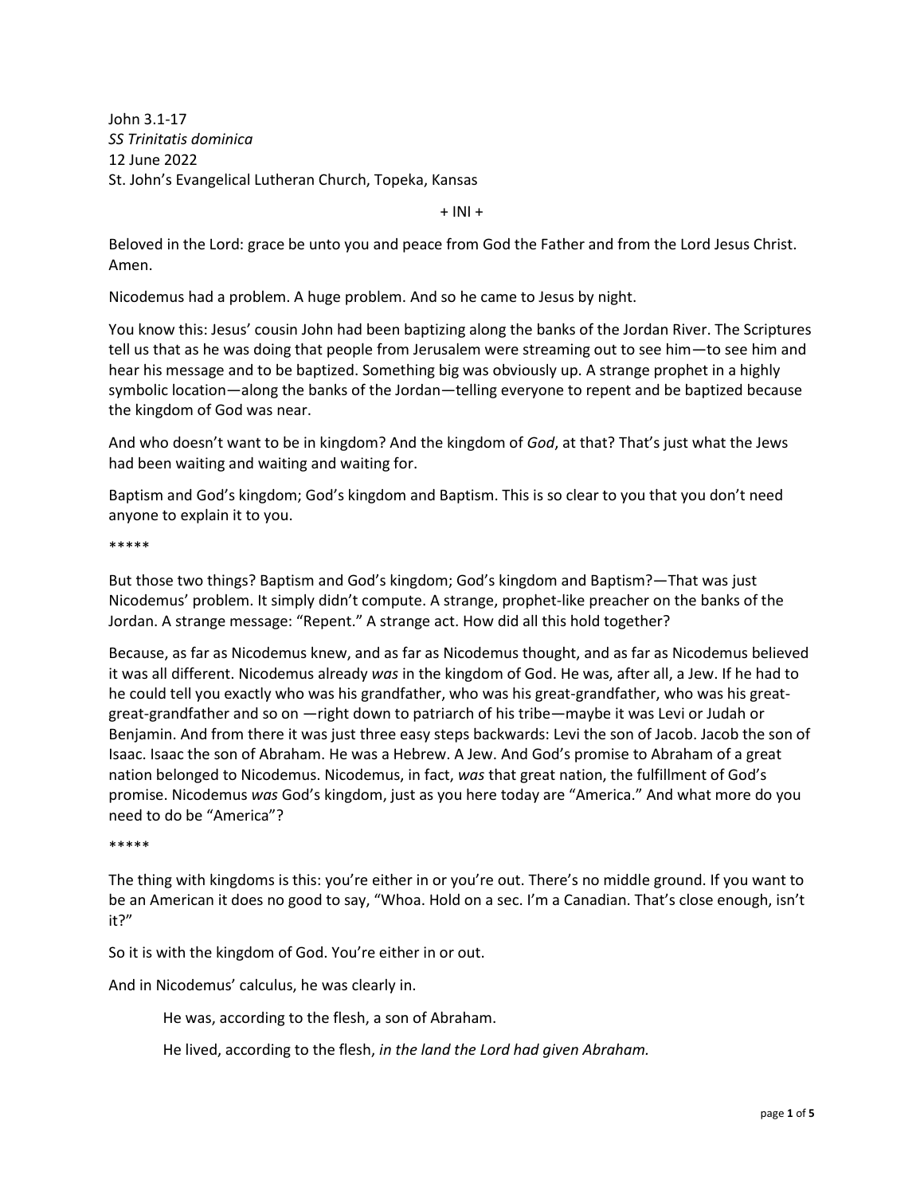John 3.1-17  
*SS Trinitatis dominica*  
12 June 2022  
St. John's Evangelical Lutheran Church, Topeka, Kansas

+ INI +

Beloved in the Lord: grace be unto you and peace from God the Father and from the Lord Jesus Christ. Amen.

Nicodemus had a problem. A huge problem. And so he came to Jesus by night.

You know this: Jesus' cousin John had been baptizing along the banks of the Jordan River. The Scriptures tell us that as he was doing that people from Jerusalem were streaming out to see him—to see him and hear his message and to be baptized. Something big was obviously up. A strange prophet in a highly symbolic location—along the banks of the Jordan—telling everyone to repent and be baptized because the kingdom of God was near.

And who doesn't want to be in kingdom? And the kingdom of *God*, at that? That's just what the Jews had been waiting and waiting and waiting for.

Baptism and God's kingdom; God's kingdom and Baptism. This is so clear to you that you don't need anyone to explain it to you.

*****

But those two things? Baptism and God's kingdom; God's kingdom and Baptism?—That was just Nicodemus' problem. It simply didn't compute. A strange, prophet-like preacher on the banks of the Jordan. A strange message: "Repent." A strange act. How did all this hold together?

Because, as far as Nicodemus knew, and as far as Nicodemus thought, and as far as Nicodemus believed it was all different. Nicodemus already *was* in the kingdom of God. He was, after all, a Jew. If he had to he could tell you exactly who was his grandfather, who was his great-grandfather, who was his great-great-grandfather and so on —right down to patriarch of his tribe—maybe it was Levi or Judah or Benjamin. And from there it was just three easy steps backwards: Levi the son of Jacob. Jacob the son of Isaac. Isaac the son of Abraham. He was a Hebrew. A Jew. And God's promise to Abraham of a great nation belonged to Nicodemus. Nicodemus, in fact, *was* that great nation, the fulfillment of God's promise. Nicodemus *was* God's kingdom, just as you here today are "America." And what more do you need to do be "America"?

*****

The thing with kingdoms is this: you're either in or you're out. There's no middle ground. If you want to be an American it does no good to say, "Whoa. Hold on a sec. I'm a Canadian. That's close enough, isn't it?"

So it is with the kingdom of God. You're either in or out.

And in Nicodemus' calculus, he was clearly in.

> He was, according to the flesh, a son of Abraham.
>
> He lived, according to the flesh, *in the land the Lord had given Abraham.*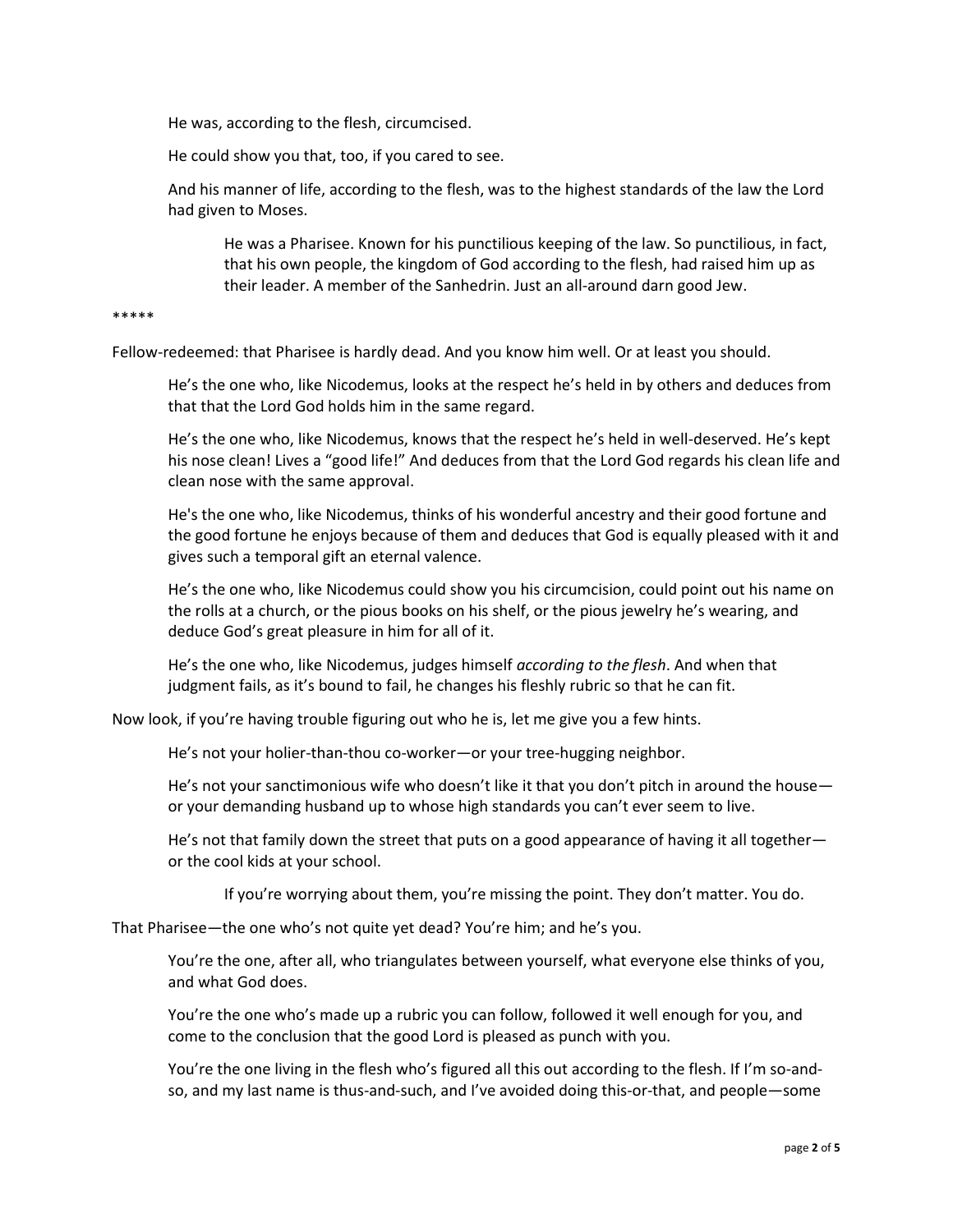He was, according to the flesh, circumcised.

He could show you that, too, if you cared to see.

And his manner of life, according to the flesh, was to the highest standards of the law the Lord had given to Moses.

He was a Pharisee. Known for his punctilious keeping of the law. So punctilious, in fact, that his own people, the kingdom of God according to the flesh, had raised him up as their leader. A member of the Sanhedrin. Just an all-around darn good Jew.

*****

Fellow-redeemed: that Pharisee is hardly dead. And you know him well. Or at least you should.

He's the one who, like Nicodemus, looks at the respect he's held in by others and deduces from that that the Lord God holds him in the same regard.

He's the one who, like Nicodemus, knows that the respect he's held in well-deserved. He's kept his nose clean! Lives a "good life!" And deduces from that the Lord God regards his clean life and clean nose with the same approval.

He's the one who, like Nicodemus, thinks of his wonderful ancestry and their good fortune and the good fortune he enjoys because of them and deduces that God is equally pleased with it and gives such a temporal gift an eternal valence.

He's the one who, like Nicodemus could show you his circumcision, could point out his name on the rolls at a church, or the pious books on his shelf, or the pious jewelry he's wearing, and deduce God's great pleasure in him for all of it.

He's the one who, like Nicodemus, judges himself *according to the flesh*. And when that judgment fails, as it's bound to fail, he changes his fleshly rubric so that he can fit.

Now look, if you're having trouble figuring out who he is, let me give you a few hints.

He's not your holier-than-thou co-worker—or your tree-hugging neighbor.

He's not your sanctimonious wife who doesn't like it that you don't pitch in around the house—or your demanding husband up to whose high standards you can't ever seem to live.

He's not that family down the street that puts on a good appearance of having it all together—or the cool kids at your school.

If you're worrying about them, you're missing the point. They don't matter. You do.

That Pharisee—the one who's not quite yet dead? You're him; and he's you.

You're the one, after all, who triangulates between yourself, what everyone else thinks of you, and what God does.

You're the one who's made up a rubric you can follow, followed it well enough for you, and come to the conclusion that the good Lord is pleased as punch with you.

You're the one living in the flesh who's figured all this out according to the flesh. If I'm so-and-so, and my last name is thus-and-such, and I've avoided doing this-or-that, and people—some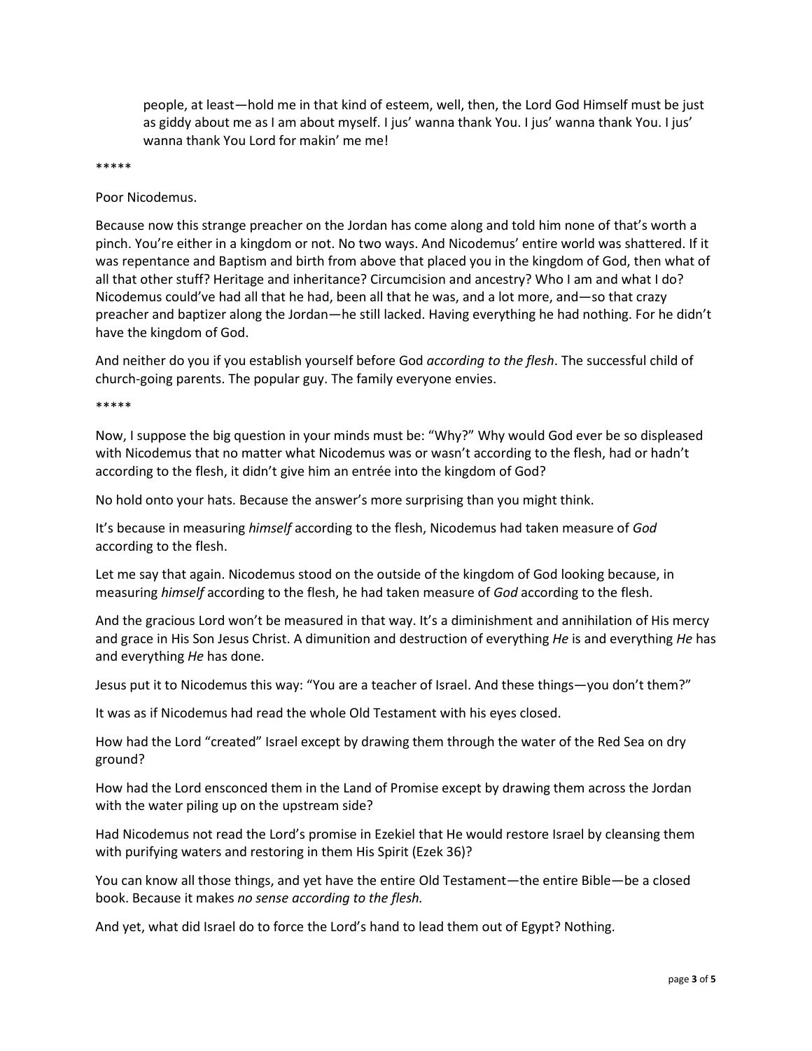> people, at least—hold me in that kind of esteem, well, then, the Lord God Himself must be just as giddy about me as I am about myself. I jus' wanna thank You. I jus' wanna thank You. I jus' wanna thank You Lord for makin' me me!

*****

Poor Nicodemus.

Because now this strange preacher on the Jordan has come along and told him none of that's worth a pinch. You're either in a kingdom or not. No two ways. And Nicodemus' entire world was shattered. If it was repentance and Baptism and birth from above that placed you in the kingdom of God, then what of all that other stuff? Heritage and inheritance? Circumcision and ancestry? Who I am and what I do? Nicodemus could've had all that he had, been all that he was, and a lot more, and—so that crazy preacher and baptizer along the Jordan—he still lacked. Having everything he had nothing. For he didn't have the kingdom of God.

And neither do you if you establish yourself before God *according to the flesh*. The successful child of church-going parents. The popular guy. The family everyone envies.

*****

Now, I suppose the big question in your minds must be: "Why?" Why would God ever be so displeased with Nicodemus that no matter what Nicodemus was or wasn't according to the flesh, had or hadn't according to the flesh, it didn't give him an entrée into the kingdom of God?

No hold onto your hats. Because the answer's more surprising than you might think.

It's because in measuring *himself* according to the flesh, Nicodemus had taken measure of *God* according to the flesh.

Let me say that again. Nicodemus stood on the outside of the kingdom of God looking because, in measuring *himself* according to the flesh, he had taken measure of *God* according to the flesh.

And the gracious Lord won't be measured in that way. It's a diminishment and annihilation of His mercy and grace in His Son Jesus Christ. A dimunition and destruction of everything *He* is and everything *He* has and everything *He* has done.

Jesus put it to Nicodemus this way: "You are a teacher of Israel. And these things—you don't them?"

It was as if Nicodemus had read the whole Old Testament with his eyes closed.

How had the Lord "created" Israel except by drawing them through the water of the Red Sea on dry ground?

How had the Lord ensconced them in the Land of Promise except by drawing them across the Jordan with the water piling up on the upstream side?

Had Nicodemus not read the Lord's promise in Ezekiel that He would restore Israel by cleansing them with purifying waters and restoring in them His Spirit (Ezek 36)?

You can know all those things, and yet have the entire Old Testament—the entire Bible—be a closed book. Because it makes *no sense according to the flesh.*

And yet, what did Israel do to force the Lord's hand to lead them out of Egypt? Nothing.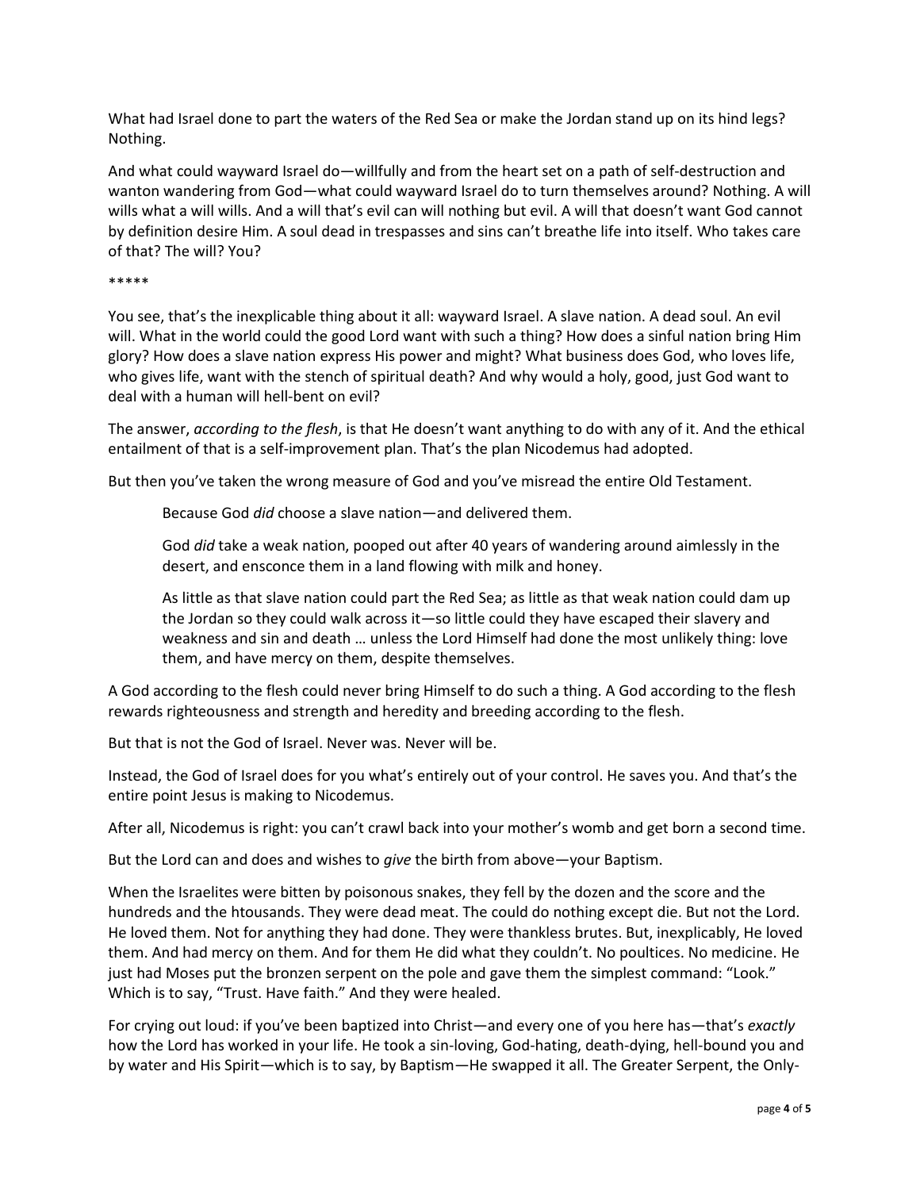What had Israel done to part the waters of the Red Sea or make the Jordan stand up on its hind legs? Nothing.

And what could wayward Israel do—willfully and from the heart set on a path of self-destruction and wanton wandering from God—what could wayward Israel do to turn themselves around? Nothing. A will wills what a will wills. And a will that's evil can will nothing but evil. A will that doesn't want God cannot by definition desire Him. A soul dead in trespasses and sins can't breathe life into itself. Who takes care of that? The will? You?

*****

You see, that's the inexplicable thing about it all: wayward Israel. A slave nation. A dead soul. An evil will. What in the world could the good Lord want with such a thing? How does a sinful nation bring Him glory? How does a slave nation express His power and might? What business does God, who loves life, who gives life, want with the stench of spiritual death? And why would a holy, good, just God want to deal with a human will hell-bent on evil?

The answer, *according to the flesh*, is that He doesn't want anything to do with any of it. And the ethical entailment of that is a self-improvement plan. That's the plan Nicodemus had adopted.

But then you've taken the wrong measure of God and you've misread the entire Old Testament.

> Because God *did* choose a slave nation—and delivered them.
>
> God *did* take a weak nation, pooped out after 40 years of wandering around aimlessly in the desert, and ensconce them in a land flowing with milk and honey.
>
> As little as that slave nation could part the Red Sea; as little as that weak nation could dam up the Jordan so they could walk across it—so little could they have escaped their slavery and weakness and sin and death … unless the Lord Himself had done the most unlikely thing: love them, and have mercy on them, despite themselves.

A God according to the flesh could never bring Himself to do such a thing. A God according to the flesh rewards righteousness and strength and heredity and breeding according to the flesh.

But that is not the God of Israel. Never was. Never will be.

Instead, the God of Israel does for you what's entirely out of your control. He saves you. And that's the entire point Jesus is making to Nicodemus.

After all, Nicodemus is right: you can't crawl back into your mother's womb and get born a second time.

But the Lord can and does and wishes to *give* the birth from above—your Baptism.

When the Israelites were bitten by poisonous snakes, they fell by the dozen and the score and the hundreds and the htousands. They were dead meat. The could do nothing except die. But not the Lord. He loved them. Not for anything they had done. They were thankless brutes. But, inexplicably, He loved them. And had mercy on them. And for them He did what they couldn't. No poultices. No medicine. He just had Moses put the bronzen serpent on the pole and gave them the simplest command: "Look." Which is to say, "Trust. Have faith." And they were healed.

For crying out loud: if you've been baptized into Christ—and every one of you here has—that's *exactly* how the Lord has worked in your life. He took a sin-loving, God-hating, death-dying, hell-bound you and by water and His Spirit—which is to say, by Baptism—He swapped it all. The Greater Serpent, the Only-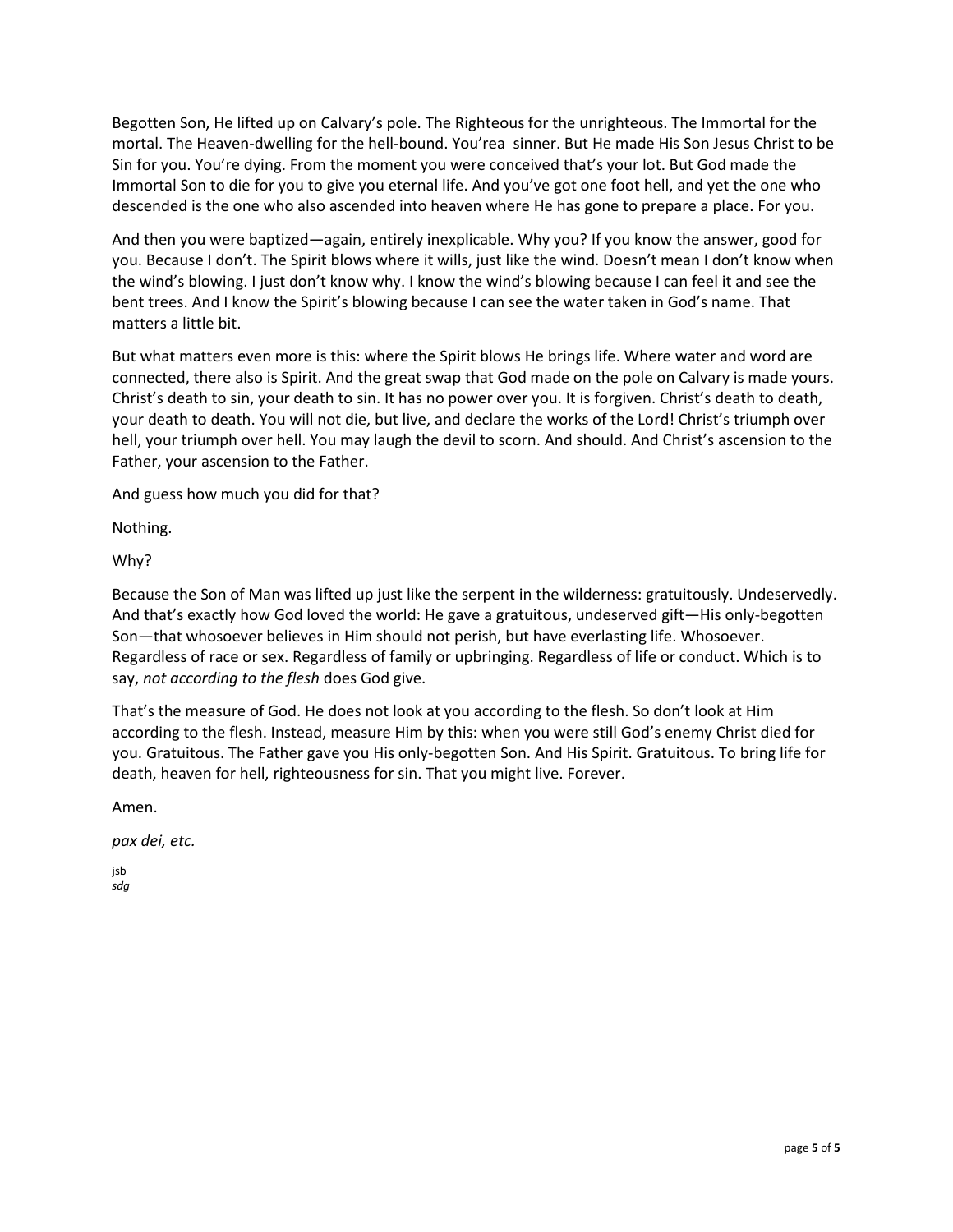Begotten Son, He lifted up on Calvary's pole. The Righteous for the unrighteous. The Immortal for the mortal. The Heaven-dwelling for the hell-bound. You'rea  sinner. But He made His Son Jesus Christ to be Sin for you. You're dying. From the moment you were conceived that's your lot. But God made the Immortal Son to die for you to give you eternal life. And you've got one foot hell, and yet the one who descended is the one who also ascended into heaven where He has gone to prepare a place. For you.

And then you were baptized—again, entirely inexplicable. Why you? If you know the answer, good for you. Because I don't. The Spirit blows where it wills, just like the wind. Doesn't mean I don't know when the wind's blowing. I just don't know why. I know the wind's blowing because I can feel it and see the bent trees. And I know the Spirit's blowing because I can see the water taken in God's name. That matters a little bit.

But what matters even more is this: where the Spirit blows He brings life. Where water and word are connected, there also is Spirit. And the great swap that God made on the pole on Calvary is made yours. Christ's death to sin, your death to sin. It has no power over you. It is forgiven. Christ's death to death, your death to death. You will not die, but live, and declare the works of the Lord! Christ's triumph over hell, your triumph over hell. You may laugh the devil to scorn. And should. And Christ's ascension to the Father, your ascension to the Father.

And guess how much you did for that?

Nothing.

Why?

Because the Son of Man was lifted up just like the serpent in the wilderness: gratuitously. Undeservedly. And that's exactly how God loved the world: He gave a gratuitous, undeserved gift—His only-begotten Son—that whosoever believes in Him should not perish, but have everlasting life. Whosoever. Regardless of race or sex. Regardless of family or upbringing. Regardless of life or conduct. Which is to say, *not according to the flesh* does God give.

That's the measure of God. He does not look at you according to the flesh. So don't look at Him according to the flesh. Instead, measure Him by this: when you were still God's enemy Christ died for you. Gratuitous. The Father gave you His only-begotten Son. And His Spirit. Gratuitous. To bring life for death, heaven for hell, righteousness for sin. That you might live. Forever.

Amen.

*pax dei, etc.*

jsb
*sdg*